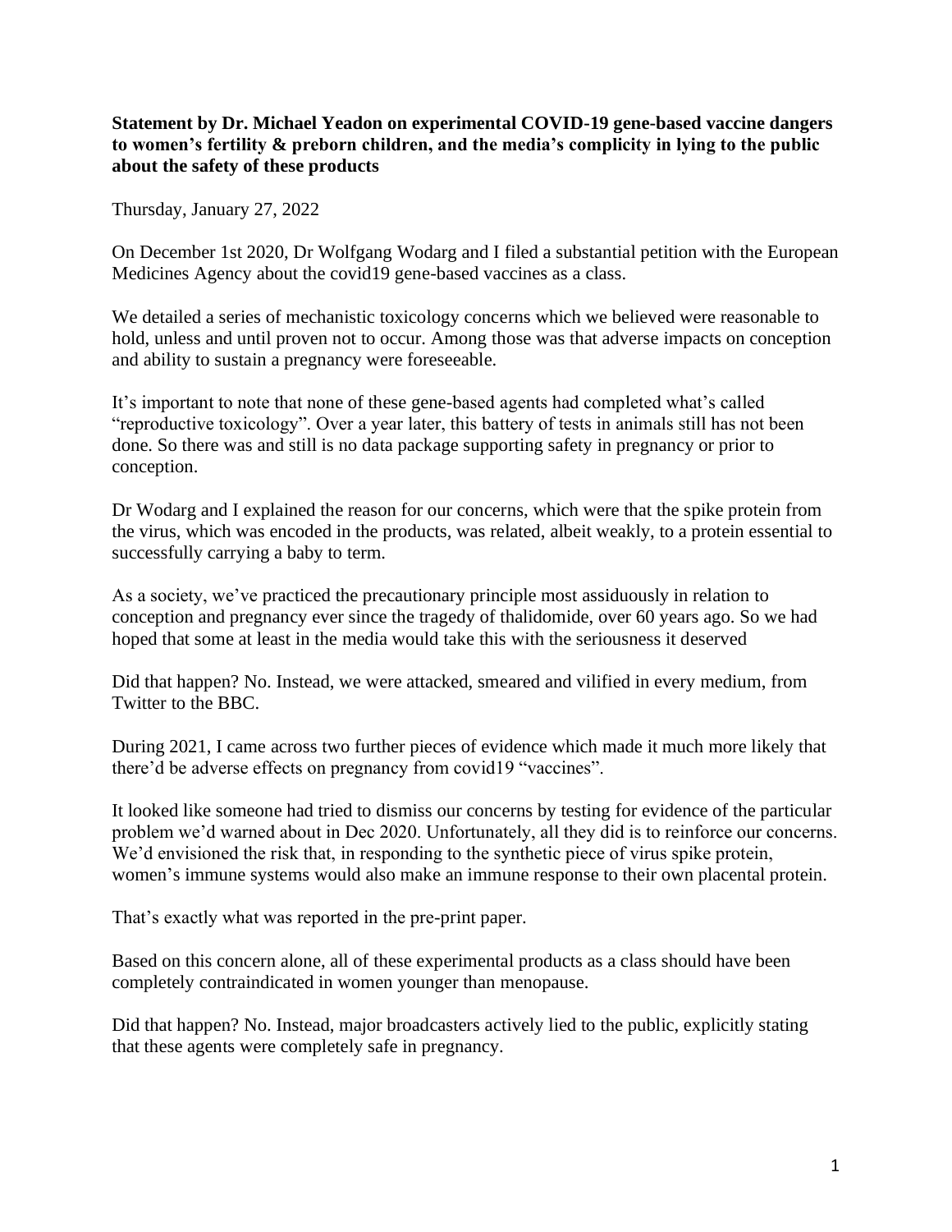**Statement by Dr. Michael Yeadon on experimental COVID-19 gene-based vaccine dangers to women's fertility & preborn children, and the media's complicity in lying to the public about the safety of these products**

Thursday, January 27, 2022

On December 1st 2020, Dr Wolfgang Wodarg and I filed a substantial petition with the European Medicines Agency about the covid19 gene-based vaccines as a class.

We detailed a series of mechanistic toxicology concerns which we believed were reasonable to hold, unless and until proven not to occur. Among those was that adverse impacts on conception and ability to sustain a pregnancy were foreseeable.

It's important to note that none of these gene-based agents had completed what's called "reproductive toxicology". Over a year later, this battery of tests in animals still has not been done. So there was and still is no data package supporting safety in pregnancy or prior to conception.

Dr Wodarg and I explained the reason for our concerns, which were that the spike protein from the virus, which was encoded in the products, was related, albeit weakly, to a protein essential to successfully carrying a baby to term.

As a society, we've practiced the precautionary principle most assiduously in relation to conception and pregnancy ever since the tragedy of thalidomide, over 60 years ago. So we had hoped that some at least in the media would take this with the seriousness it deserved

Did that happen? No. Instead, we were attacked, smeared and vilified in every medium, from Twitter to the BBC.

During 2021, I came across two further pieces of evidence which made it much more likely that there'd be adverse effects on pregnancy from covid19 "vaccines".

It looked like someone had tried to dismiss our concerns by testing for evidence of the particular problem we'd warned about in Dec 2020. Unfortunately, all they did is to reinforce our concerns. We'd envisioned the risk that, in responding to the synthetic piece of virus spike protein, women's immune systems would also make an immune response to their own placental protein.

That's exactly what was reported in the pre-print paper.

Based on this concern alone, all of these experimental products as a class should have been completely contraindicated in women younger than menopause.

Did that happen? No. Instead, major broadcasters actively lied to the public, explicitly stating that these agents were completely safe in pregnancy.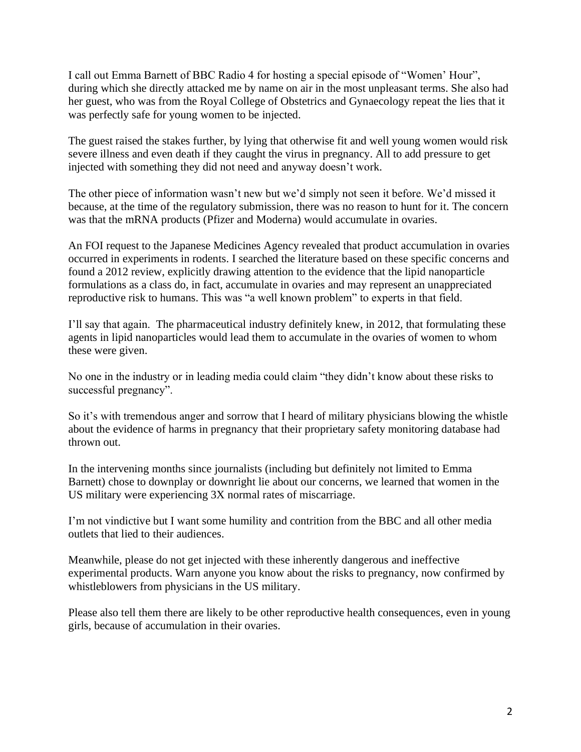I call out Emma Barnett of BBC Radio 4 for hosting a special episode of "Women' Hour", during which she directly attacked me by name on air in the most unpleasant terms. She also had her guest, who was from the Royal College of Obstetrics and Gynaecology repeat the lies that it was perfectly safe for young women to be injected.

The guest raised the stakes further, by lying that otherwise fit and well young women would risk severe illness and even death if they caught the virus in pregnancy. All to add pressure to get injected with something they did not need and anyway doesn't work.

The other piece of information wasn't new but we'd simply not seen it before. We'd missed it because, at the time of the regulatory submission, there was no reason to hunt for it. The concern was that the mRNA products (Pfizer and Moderna) would accumulate in ovaries.

An FOI request to the Japanese Medicines Agency revealed that product accumulation in ovaries occurred in experiments in rodents. I searched the literature based on these specific concerns and found a 2012 review, explicitly drawing attention to the evidence that the lipid nanoparticle formulations as a class do, in fact, accumulate in ovaries and may represent an unappreciated reproductive risk to humans. This was "a well known problem" to experts in that field.

I'll say that again. The pharmaceutical industry definitely knew, in 2012, that formulating these agents in lipid nanoparticles would lead them to accumulate in the ovaries of women to whom these were given.

No one in the industry or in leading media could claim "they didn't know about these risks to successful pregnancy".

So it's with tremendous anger and sorrow that I heard of military physicians blowing the whistle about the evidence of harms in pregnancy that their proprietary safety monitoring database had thrown out.

In the intervening months since journalists (including but definitely not limited to Emma Barnett) chose to downplay or downright lie about our concerns, we learned that women in the US military were experiencing 3X normal rates of miscarriage.

I'm not vindictive but I want some humility and contrition from the BBC and all other media outlets that lied to their audiences.

Meanwhile, please do not get injected with these inherently dangerous and ineffective experimental products. Warn anyone you know about the risks to pregnancy, now confirmed by whistleblowers from physicians in the US military.

Please also tell them there are likely to be other reproductive health consequences, even in young girls, because of accumulation in their ovaries.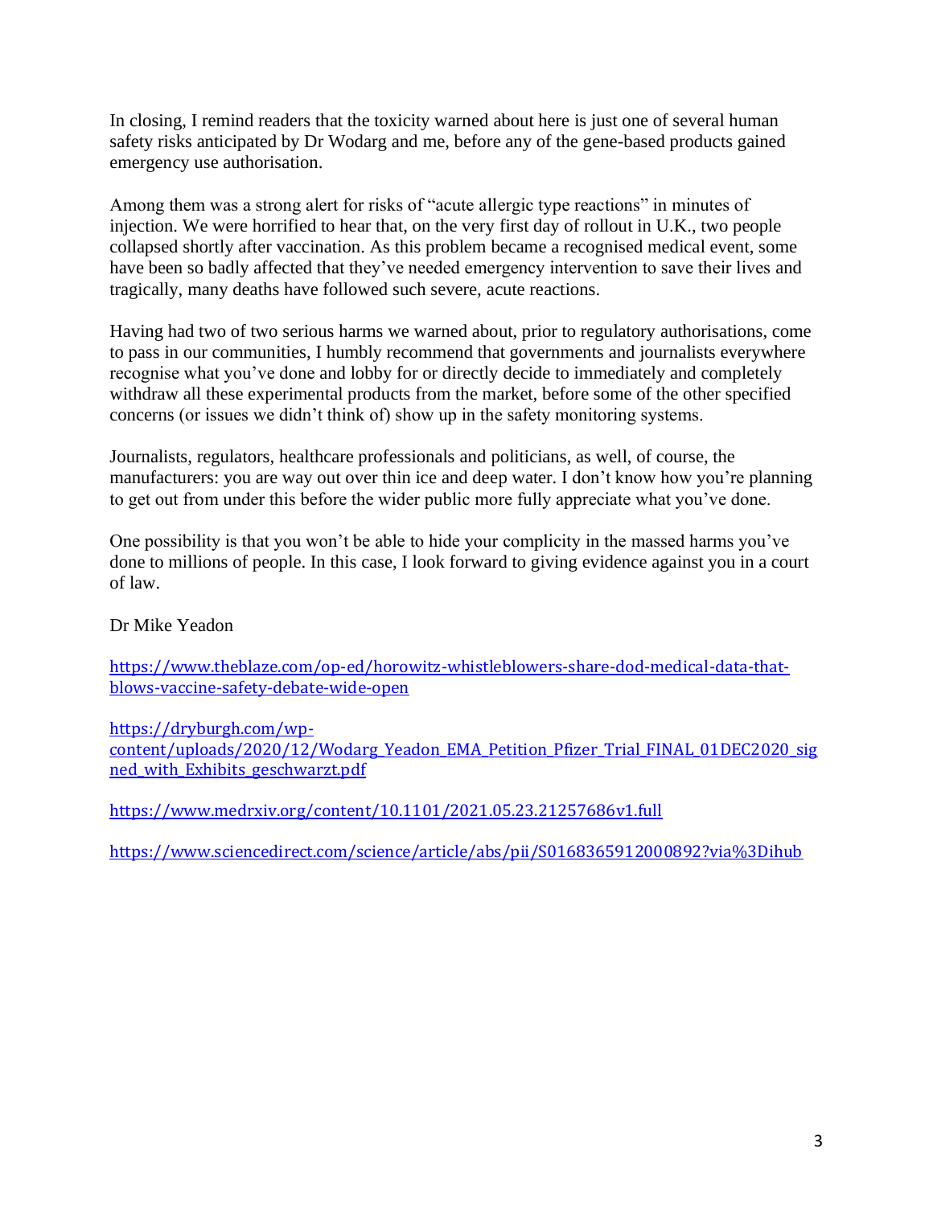In closing, I remind readers that the toxicity warned about here is just one of several human safety risks anticipated by Dr Wodarg and me, before any of the gene-based products gained emergency use authorisation.

Among them was a strong alert for risks of "acute allergic type reactions" in minutes of injection. We were horrified to hear that, on the very first day of rollout in U.K., two people collapsed shortly after vaccination. As this problem became a recognised medical event, some have been so badly affected that they've needed emergency intervention to save their lives and tragically, many deaths have followed such severe, acute reactions.

Having had two of two serious harms we warned about, prior to regulatory authorisations, come to pass in our communities, I humbly recommend that governments and journalists everywhere recognise what you've done and lobby for or directly decide to immediately and completely withdraw all these experimental products from the market, before some of the other specified concerns (or issues we didn't think of) show up in the safety monitoring systems.

Journalists, regulators, healthcare professionals and politicians, as well, of course, the manufacturers: you are way out over thin ice and deep water. I don't know how you're planning to get out from under this before the wider public more fully appreciate what you've done.

One possibility is that you won't be able to hide your complicity in the massed harms you've done to millions of people. In this case, I look forward to giving evidence against you in a court of law.

Dr Mike Yeadon

https://www.theblaze.com/op-ed/horowitz-whistleblowers-share-dod-medical-data-that-blows-vaccine-safety-debate-wide-open

https://dryburgh.com/wp-content/uploads/2020/12/Wodarg_Yeadon_EMA_Petition_Pfizer_Trial_FINAL_01DEC2020_signed_with_Exhibits_geschwarzt.pdf

https://www.medrxiv.org/content/10.1101/2021.05.23.21257686v1.full

https://www.sciencedirect.com/science/article/abs/pii/S0168365912000892?via%3Dihub